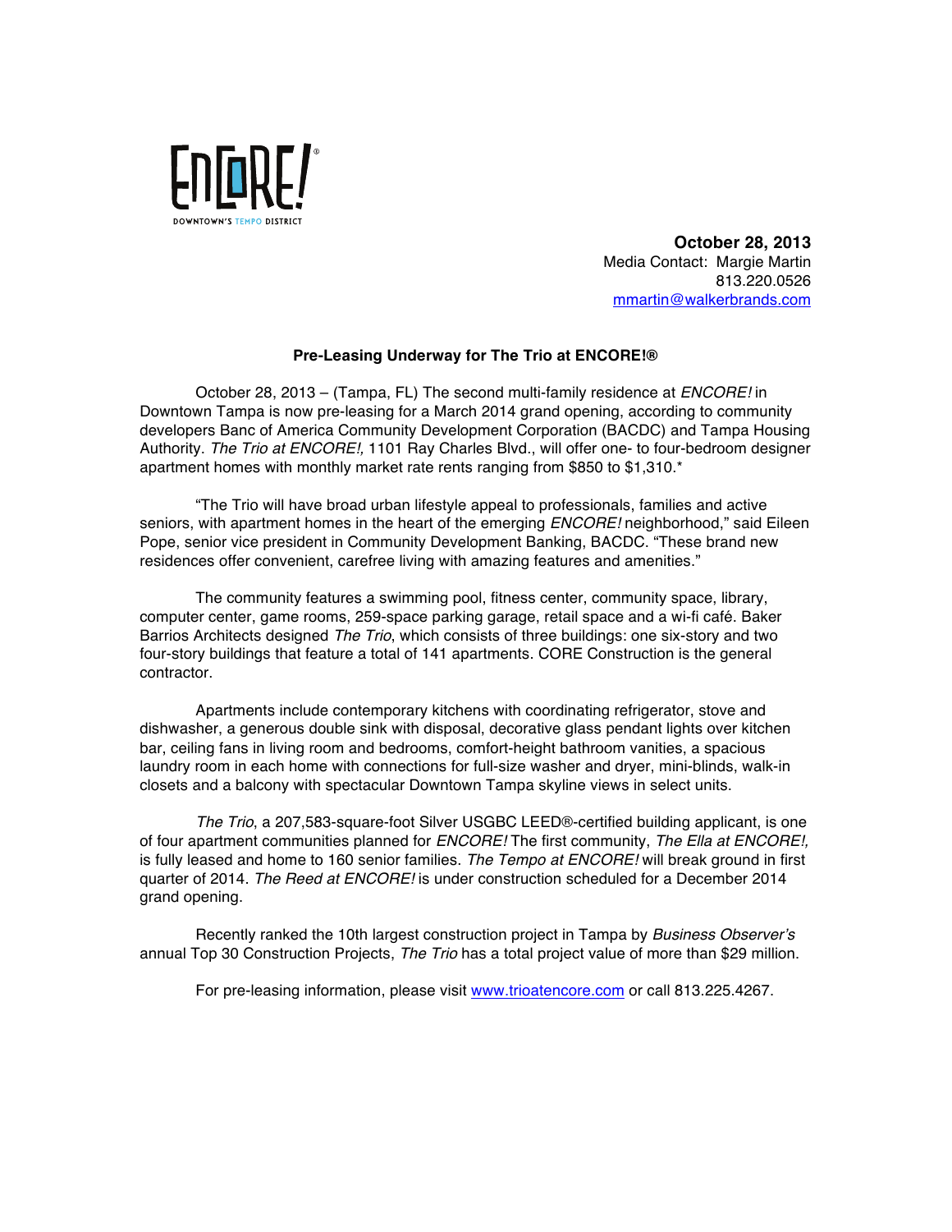ENCORE!®
DOWNTOWN'S TEMPO DISTRICT

**October 28, 2013**
Media Contact: Margie Martin
813.220.0526
mmartin@walkerbrands.com

**Pre-Leasing Underway for The Trio at ENCORE!®**

October 28, 2013 – (Tampa, FL) The second multi-family residence at *ENCORE!* in Downtown Tampa is now pre-leasing for a March 2014 grand opening, according to community developers Banc of America Community Development Corporation (BACDC) and Tampa Housing Authority. *The Trio at ENCORE!,* 1101 Ray Charles Blvd., will offer one- to four-bedroom designer apartment homes with monthly market rate rents ranging from $850 to $1,310.*

"The Trio will have broad urban lifestyle appeal to professionals, families and active seniors, with apartment homes in the heart of the emerging *ENCORE!* neighborhood," said Eileen Pope, senior vice president in Community Development Banking, BACDC. "These brand new residences offer convenient, carefree living with amazing features and amenities."

The community features a swimming pool, fitness center, community space, library, computer center, game rooms, 259-space parking garage, retail space and a wi-fi café. Baker Barrios Architects designed *The Trio*, which consists of three buildings: one six-story and two four-story buildings that feature a total of 141 apartments. CORE Construction is the general contractor.

Apartments include contemporary kitchens with coordinating refrigerator, stove and dishwasher, a generous double sink with disposal, decorative glass pendant lights over kitchen bar, ceiling fans in living room and bedrooms, comfort-height bathroom vanities, a spacious laundry room in each home with connections for full-size washer and dryer, mini-blinds, walk-in closets and a balcony with spectacular Downtown Tampa skyline views in select units.

*The Trio*, a 207,583-square-foot Silver USGBC LEED®-certified building applicant, is one of four apartment communities planned for *ENCORE!* The first community, *The Ella at ENCORE!,* is fully leased and home to 160 senior families. *The Tempo at ENCORE!* will break ground in first quarter of 2014. *The Reed at ENCORE!* is under construction scheduled for a December 2014 grand opening.

Recently ranked the 10th largest construction project in Tampa by *Business Observer's* annual Top 30 Construction Projects, *The Trio* has a total project value of more than $29 million.

For pre-leasing information, please visit www.trioatencore.com or call 813.225.4267.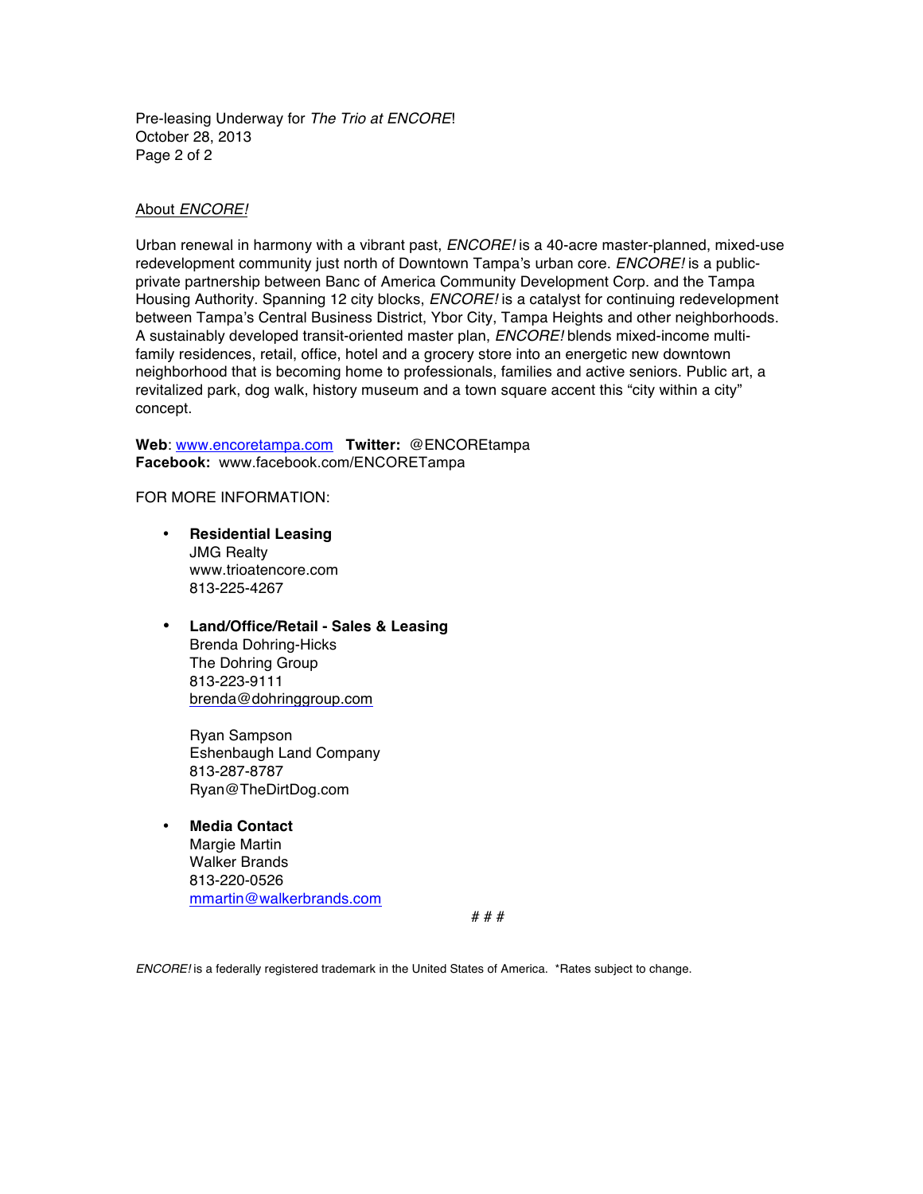About *ENCORE!*

Urban renewal in harmony with a vibrant past, *ENCORE!* is a 40-acre master-planned, mixed-use redevelopment community just north of Downtown Tampa's urban core. *ENCORE!* is a public-private partnership between Banc of America Community Development Corp. and the Tampa Housing Authority. Spanning 12 city blocks, *ENCORE!* is a catalyst for continuing redevelopment between Tampa's Central Business District, Ybor City, Tampa Heights and other neighborhoods. A sustainably developed transit-oriented master plan, *ENCORE!* blends mixed-income multi-family residences, retail, office, hotel and a grocery store into an energetic new downtown neighborhood that is becoming home to professionals, families and active seniors. Public art, a revitalized park, dog walk, history museum and a town square accent this "city within a city" concept.

**Web**: www.encoretampa.com **Twitter:** @ENCOREtampa
**Facebook:** www.facebook.com/ENCORETampa

FOR MORE INFORMATION:

- **Residential Leasing**
  JMG Realty
  www.trioatencore.com
  813-225-4267

- **Land/Office/Retail - Sales & Leasing**
  Brenda Dohring-Hicks
  The Dohring Group
  813-223-9111
  brenda@dohringgroup.com

  Ryan Sampson
  Eshenbaugh Land Company
  813-287-8787
  Ryan@TheDirtDog.com

- **Media Contact**
  Margie Martin
  Walker Brands
  813-220-0526
  mmartin@walkerbrands.com

# # #

*ENCORE!* is a federally registered trademark in the United States of America. *Rates subject to change.